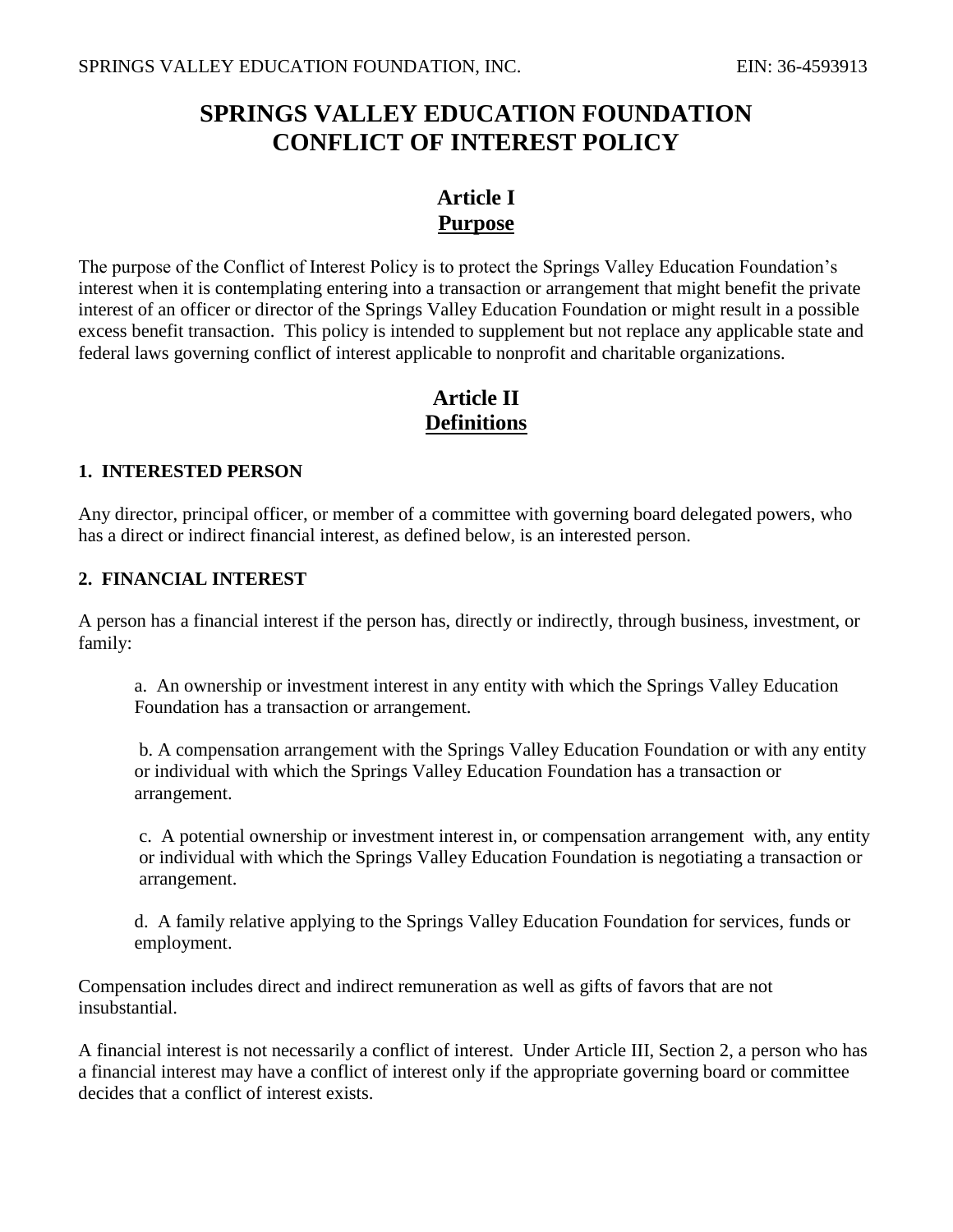# SPRINGS VALLEY EDUCATION FOUNDATION CONFLICT OF INTEREST POLICY

## Article I
## Purpose

The purpose of the Conflict of Interest Policy is to protect the Springs Valley Education Foundation's interest when it is contemplating entering into a transaction or arrangement that might benefit the private interest of an officer or director of the Springs Valley Education Foundation or might result in a possible excess benefit transaction. This policy is intended to supplement but not replace any applicable state and federal laws governing conflict of interest applicable to nonprofit and charitable organizations.

## Article II
## Definitions

### 1. INTERESTED PERSON

Any director, principal officer, or member of a committee with governing board delegated powers, who has a direct or indirect financial interest, as defined below, is an interested person.

### 2. FINANCIAL INTEREST

A person has a financial interest if the person has, directly or indirectly, through business, investment, or family:

a. An ownership or investment interest in any entity with which the Springs Valley Education Foundation has a transaction or arrangement.

b. A compensation arrangement with the Springs Valley Education Foundation or with any entity or individual with which the Springs Valley Education Foundation has a transaction or arrangement.

c. A potential ownership or investment interest in, or compensation arrangement with, any entity or individual with which the Springs Valley Education Foundation is negotiating a transaction or arrangement.

d. A family relative applying to the Springs Valley Education Foundation for services, funds or employment.

Compensation includes direct and indirect remuneration as well as gifts of favors that are not insubstantial.

A financial interest is not necessarily a conflict of interest. Under Article III, Section 2, a person who has a financial interest may have a conflict of interest only if the appropriate governing board or committee decides that a conflict of interest exists.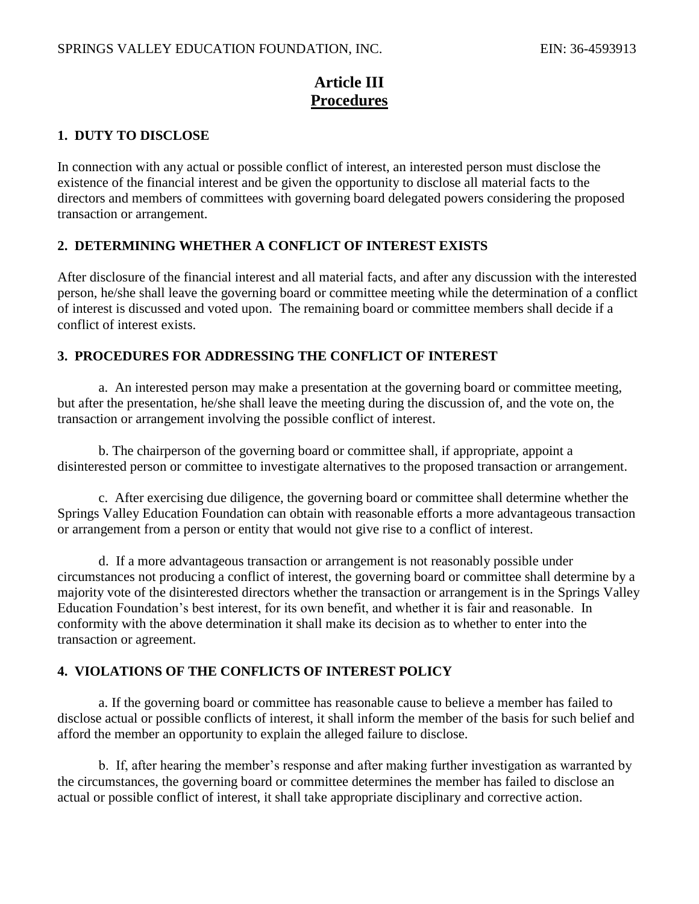# Article III
## Procedures

### 1. DUTY TO DISCLOSE

In connection with any actual or possible conflict of interest, an interested person must disclose the existence of the financial interest and be given the opportunity to disclose all material facts to the directors and members of committees with governing board delegated powers considering the proposed transaction or arrangement.

### 2. DETERMINING WHETHER A CONFLICT OF INTEREST EXISTS

After disclosure of the financial interest and all material facts, and after any discussion with the interested person, he/she shall leave the governing board or committee meeting while the determination of a conflict of interest is discussed and voted upon. The remaining board or committee members shall decide if a conflict of interest exists.

### 3. PROCEDURES FOR ADDRESSING THE CONFLICT OF INTEREST

a. An interested person may make a presentation at the governing board or committee meeting, but after the presentation, he/she shall leave the meeting during the discussion of, and the vote on, the transaction or arrangement involving the possible conflict of interest.

b. The chairperson of the governing board or committee shall, if appropriate, appoint a disinterested person or committee to investigate alternatives to the proposed transaction or arrangement.

c. After exercising due diligence, the governing board or committee shall determine whether the Springs Valley Education Foundation can obtain with reasonable efforts a more advantageous transaction or arrangement from a person or entity that would not give rise to a conflict of interest.

d. If a more advantageous transaction or arrangement is not reasonably possible under circumstances not producing a conflict of interest, the governing board or committee shall determine by a majority vote of the disinterested directors whether the transaction or arrangement is in the Springs Valley Education Foundation's best interest, for its own benefit, and whether it is fair and reasonable. In conformity with the above determination it shall make its decision as to whether to enter into the transaction or agreement.

### 4. VIOLATIONS OF THE CONFLICTS OF INTEREST POLICY

a. If the governing board or committee has reasonable cause to believe a member has failed to disclose actual or possible conflicts of interest, it shall inform the member of the basis for such belief and afford the member an opportunity to explain the alleged failure to disclose.

b. If, after hearing the member's response and after making further investigation as warranted by the circumstances, the governing board or committee determines the member has failed to disclose an actual or possible conflict of interest, it shall take appropriate disciplinary and corrective action.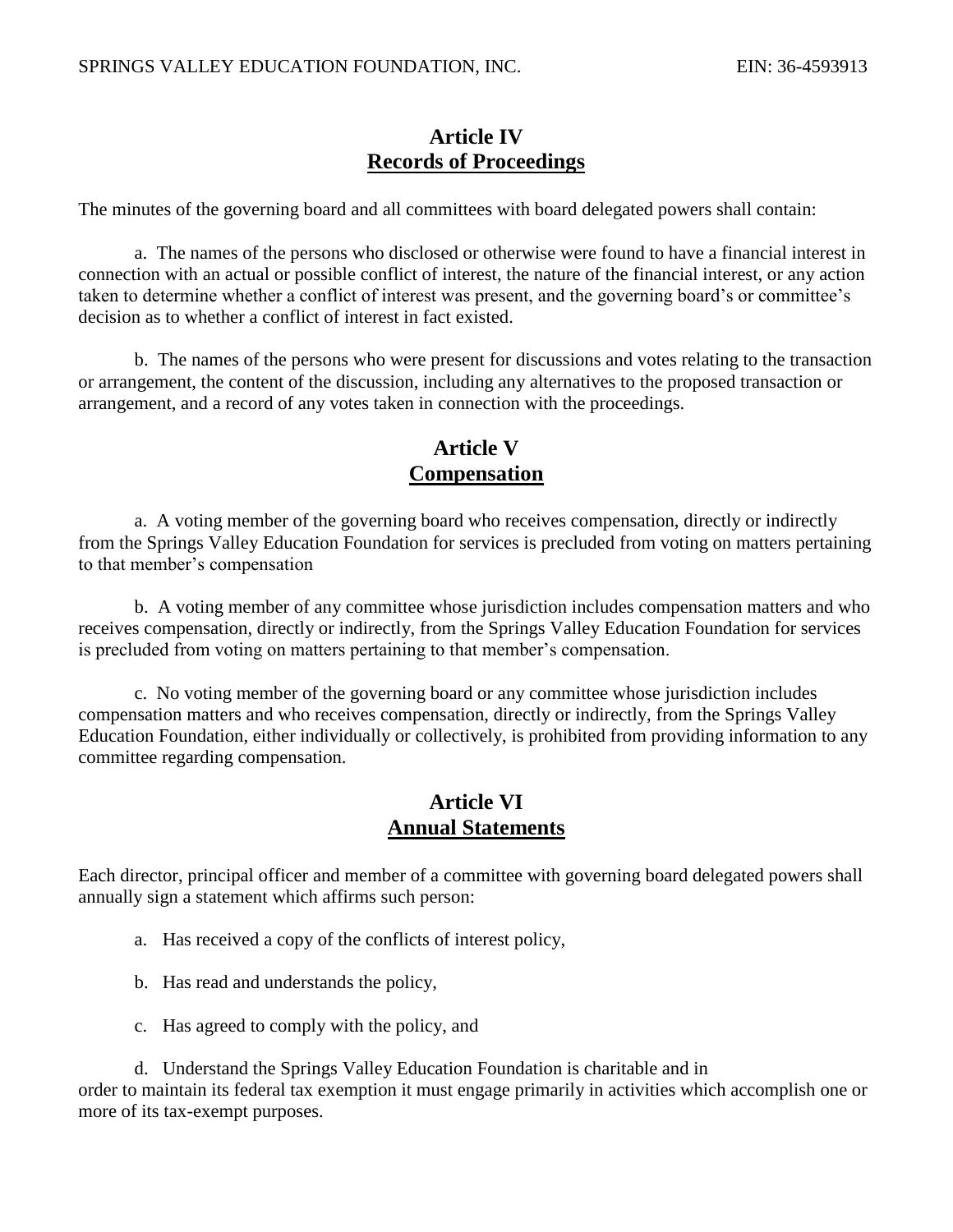## Article IV
## Records of Proceedings

The minutes of the governing board and all committees with board delegated powers shall contain:

a. The names of the persons who disclosed or otherwise were found to have a financial interest in connection with an actual or possible conflict of interest, the nature of the financial interest, or any action taken to determine whether a conflict of interest was present, and the governing board's or committee's decision as to whether a conflict of interest in fact existed.

b. The names of the persons who were present for discussions and votes relating to the transaction or arrangement, the content of the discussion, including any alternatives to the proposed transaction or arrangement, and a record of any votes taken in connection with the proceedings.

## Article V
## Compensation

a. A voting member of the governing board who receives compensation, directly or indirectly from the Springs Valley Education Foundation for services is precluded from voting on matters pertaining to that member's compensation

b. A voting member of any committee whose jurisdiction includes compensation matters and who receives compensation, directly or indirectly, from the Springs Valley Education Foundation for services is precluded from voting on matters pertaining to that member's compensation.

c. No voting member of the governing board or any committee whose jurisdiction includes compensation matters and who receives compensation, directly or indirectly, from the Springs Valley Education Foundation, either individually or collectively, is prohibited from providing information to any committee regarding compensation.

## Article VI
## Annual Statements

Each director, principal officer and member of a committee with governing board delegated powers shall annually sign a statement which affirms such person:

a. Has received a copy of the conflicts of interest policy,

b. Has read and understands the policy,

c. Has agreed to comply with the policy, and

d. Understand the Springs Valley Education Foundation is charitable and in order to maintain its federal tax exemption it must engage primarily in activities which accomplish one or more of its tax-exempt purposes.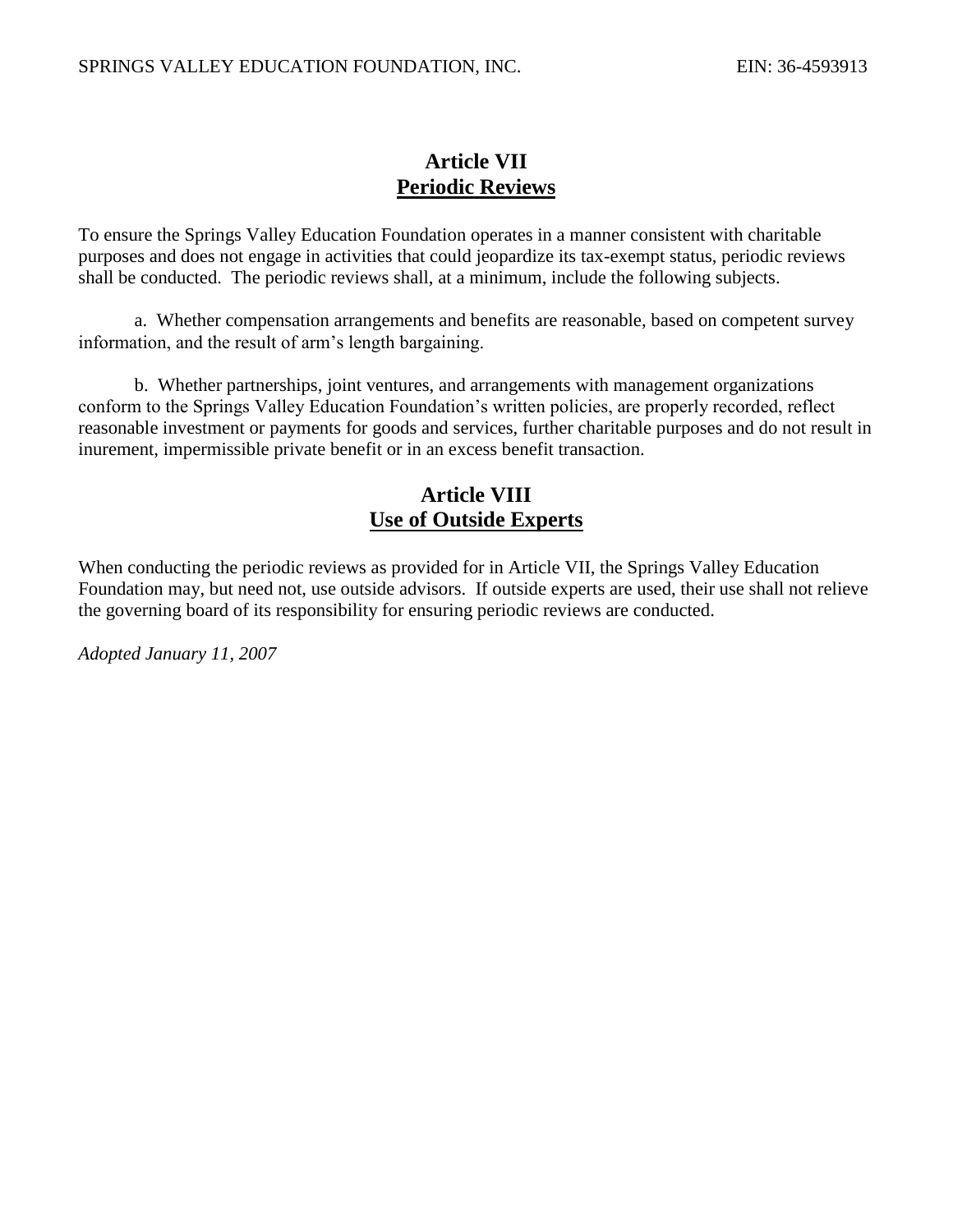## Article VII
## Periodic Reviews

To ensure the Springs Valley Education Foundation operates in a manner consistent with charitable purposes and does not engage in activities that could jeopardize its tax-exempt status, periodic reviews shall be conducted. The periodic reviews shall, at a minimum, include the following subjects.

a. Whether compensation arrangements and benefits are reasonable, based on competent survey information, and the result of arm's length bargaining.

b. Whether partnerships, joint ventures, and arrangements with management organizations conform to the Springs Valley Education Foundation's written policies, are properly recorded, reflect reasonable investment or payments for goods and services, further charitable purposes and do not result in inurement, impermissible private benefit or in an excess benefit transaction.

## Article VIII
## Use of Outside Experts

When conducting the periodic reviews as provided for in Article VII, the Springs Valley Education Foundation may, but need not, use outside advisors. If outside experts are used, their use shall not relieve the governing board of its responsibility for ensuring periodic reviews are conducted.

*Adopted January 11, 2007*